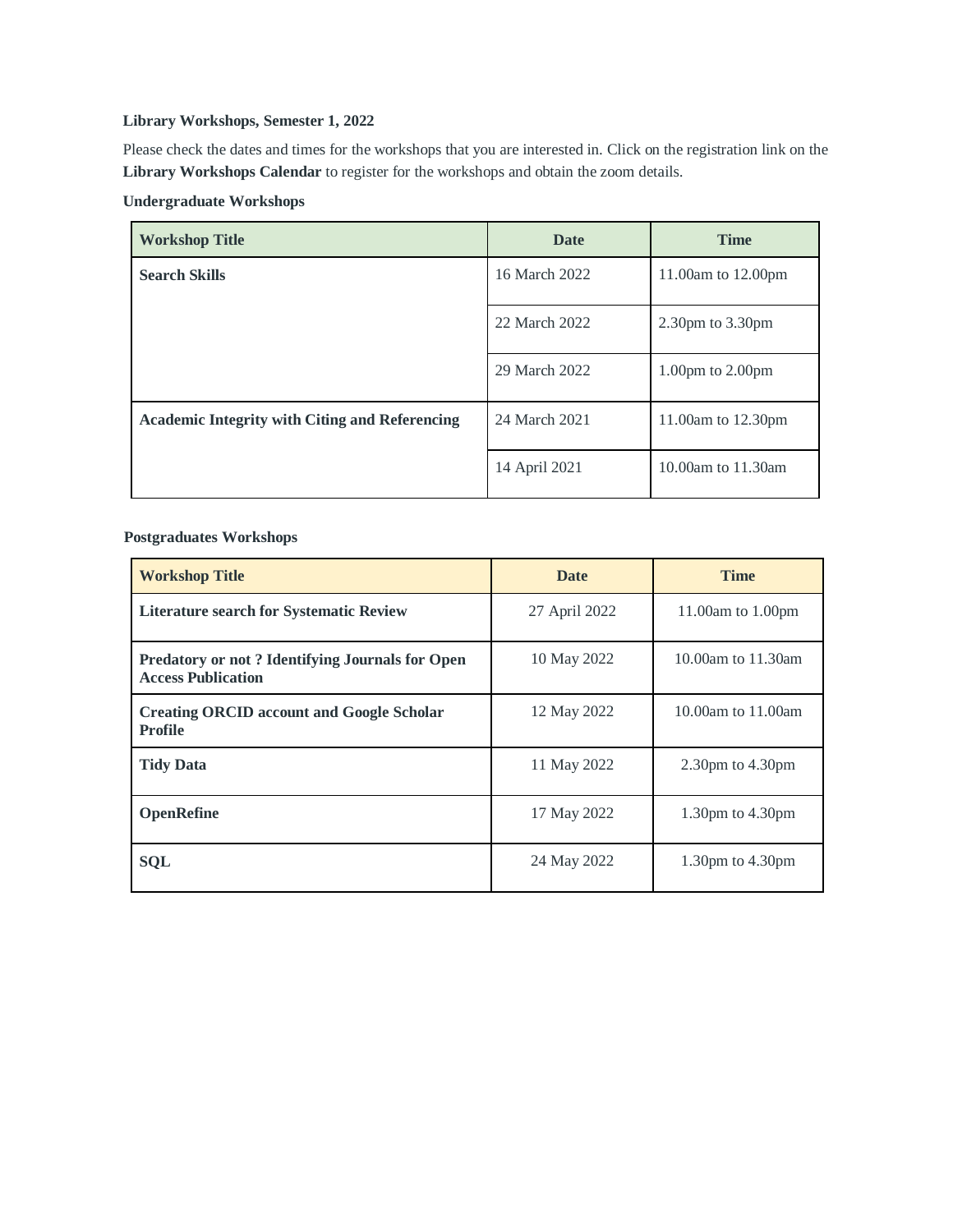**Library Workshops, Semester 1, 2022**

Please check the dates and times for the workshops that you are interested in. Click on the registration link on the **Library Workshops Calendar** to register for the workshops and obtain the zoom details.

**Undergraduate Workshops**

| Workshop Title | Date | Time |
|---|---|---|
| **Search Skills** | 16 March 2022 | 11.00am to 12.00pm |
| | 22 March 2022 | 2.30pm to 3.30pm |
| | 29 March 2022 | 1.00pm to 2.00pm |
| **Academic Integrity with Citing and Referencing** | 24 March 2021 | 11.00am to 12.30pm |
| | 14 April 2021 | 10.00am to 11.30am |

**Postgraduates Workshops**

| Workshop Title | Date | Time |
|---|---|---|
| **Literature search for Systematic Review** | 27 April 2022 | 11.00am to 1.00pm |
| **Predatory or not ? Identifying Journals for Open Access Publication** | 10 May 2022 | 10.00am to 11.30am |
| **Creating ORCID account and Google Scholar Profile** | 12 May 2022 | 10.00am to 11.00am |
| **Tidy Data** | 11 May 2022 | 2.30pm to 4.30pm |
| **OpenRefine** | 17 May 2022 | 1.30pm to 4.30pm |
| **SQL** | 24 May 2022 | 1.30pm to 4.30pm |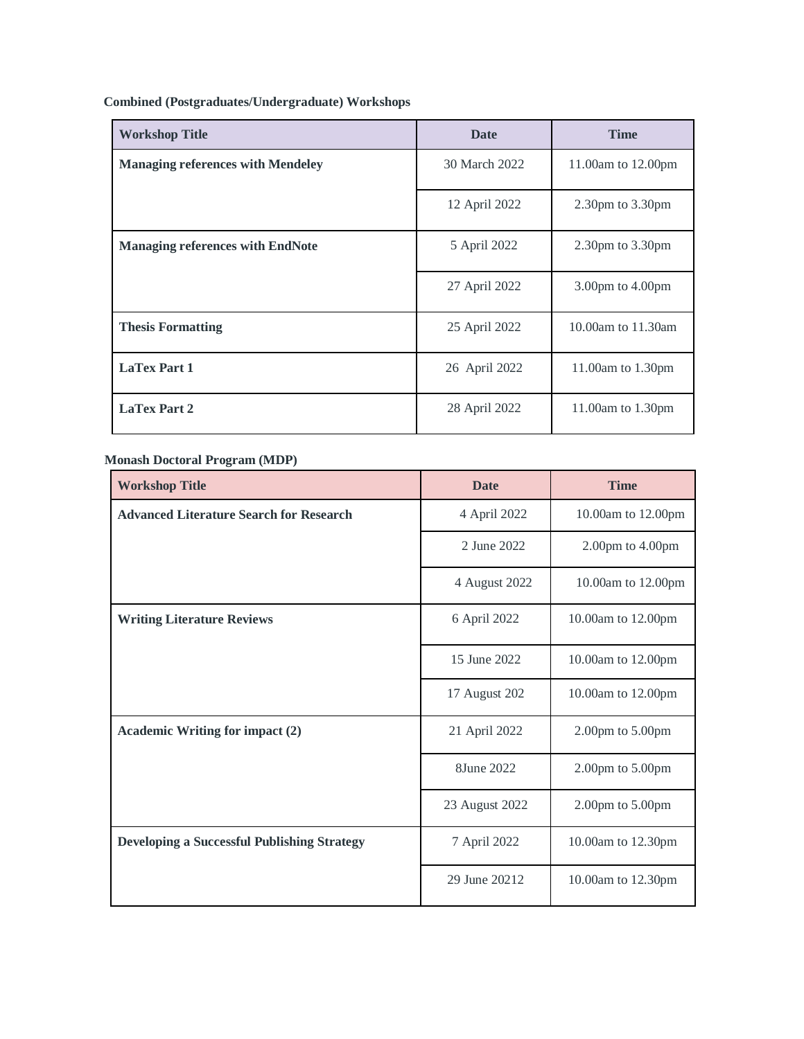**Combined (Postgraduates/Undergraduate) Workshops**

| Workshop Title | Date | Time |
|---|---|---|
| **Managing references with Mendeley** | 30 March 2022 | 11.00am to 12.00pm |
| | 12 April 2022 | 2.30pm to 3.30pm |
| **Managing references with EndNote** | 5 April 2022 | 2.30pm to 3.30pm |
| | 27 April 2022 | 3.00pm to 4.00pm |
| **Thesis Formatting** | 25 April 2022 | 10.00am to 11.30am |
| **LaTex Part 1** | 26 April 2022 | 11.00am to 1.30pm |
| **LaTex Part 2** | 28 April 2022 | 11.00am to 1.30pm |

**Monash Doctoral Program (MDP)**

| Workshop Title | Date | Time |
|---|---|---|
| **Advanced Literature Search for Research** | 4 April 2022 | 10.00am to 12.00pm |
| | 2 June 2022 | 2.00pm to 4.00pm |
| | 4 August 2022 | 10.00am to 12.00pm |
| **Writing Literature Reviews** | 6 April 2022 | 10.00am to 12.00pm |
| | 15 June 2022 | 10.00am to 12.00pm |
| | 17 August 202 | 10.00am to 12.00pm |
| **Academic Writing for impact (2)** | 21 April 2022 | 2.00pm to 5.00pm |
| | 8June 2022 | 2.00pm to 5.00pm |
| | 23 August 2022 | 2.00pm to 5.00pm |
| **Developing a Successful Publishing Strategy** | 7 April 2022 | 10.00am to 12.30pm |
| | 29 June 20212 | 10.00am to 12.30pm |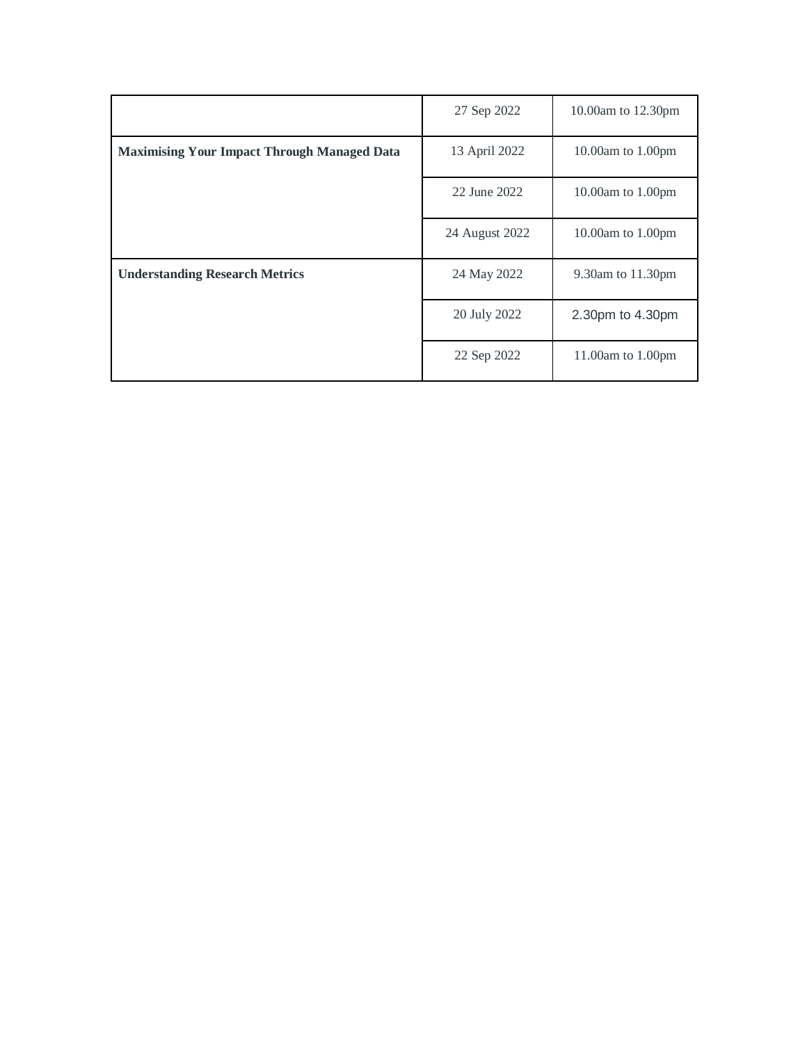| | | |
|---|---|---|
| | 27 Sep 2022 | 10.00am to 12.30pm |
| **Maximising Your Impact Through Managed Data** | 13 April 2022 | 10.00am to 1.00pm |
| | 22 June 2022 | 10.00am to 1.00pm |
| | 24 August 2022 | 10.00am to 1.00pm |
| **Understanding Research Metrics** | 24 May 2022 | 9.30am to 11.30pm |
| | 20 July 2022 | 2.30pm to 4.30pm |
| | 22 Sep 2022 | 11.00am to 1.00pm |